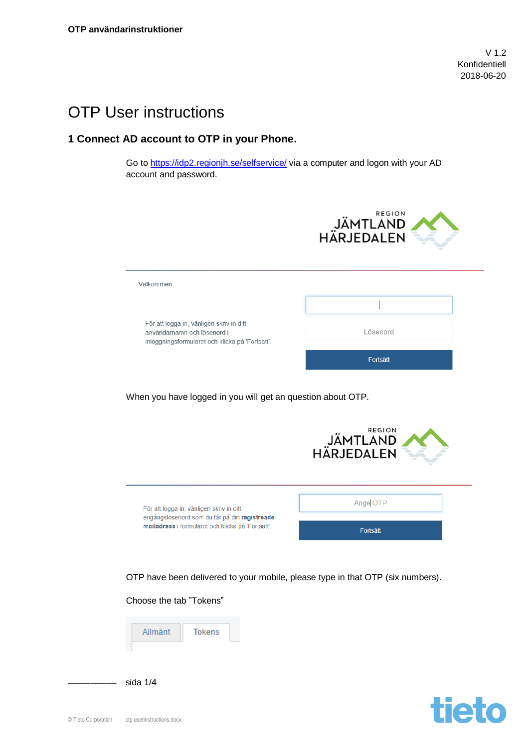V 1.2
Konfidentiell
2018-06-20

# OTP User instructions

## 1 Connect AD account to OTP in your Phone.

Go to https://idp2.regionjh.se/selfservice/ via a computer and logon with your AD account and password.

REGION
JÄMTLAND
HÄRJEDALEN

Välkommen

För att logga in, vänligen skriv in ditt användarnamn och lösenord i inloggningsformuläret och klicka på 'Fortsätt'.

Lösenord

Fortsätt

When you have logged in you will get an question about OTP.

REGION
JÄMTLAND
HÄRJEDALEN

För att logga in, vänligen skriv in ditt engångslösenord som du får på din **registreade mailadress** i formuläret och klicka på 'Fortsätt'.

Ange OTP

Fortsätt

OTP have been delivered to your mobile, please type in that OTP (six numbers).

Choose the tab ”Tokens”

Allmänt | Tokens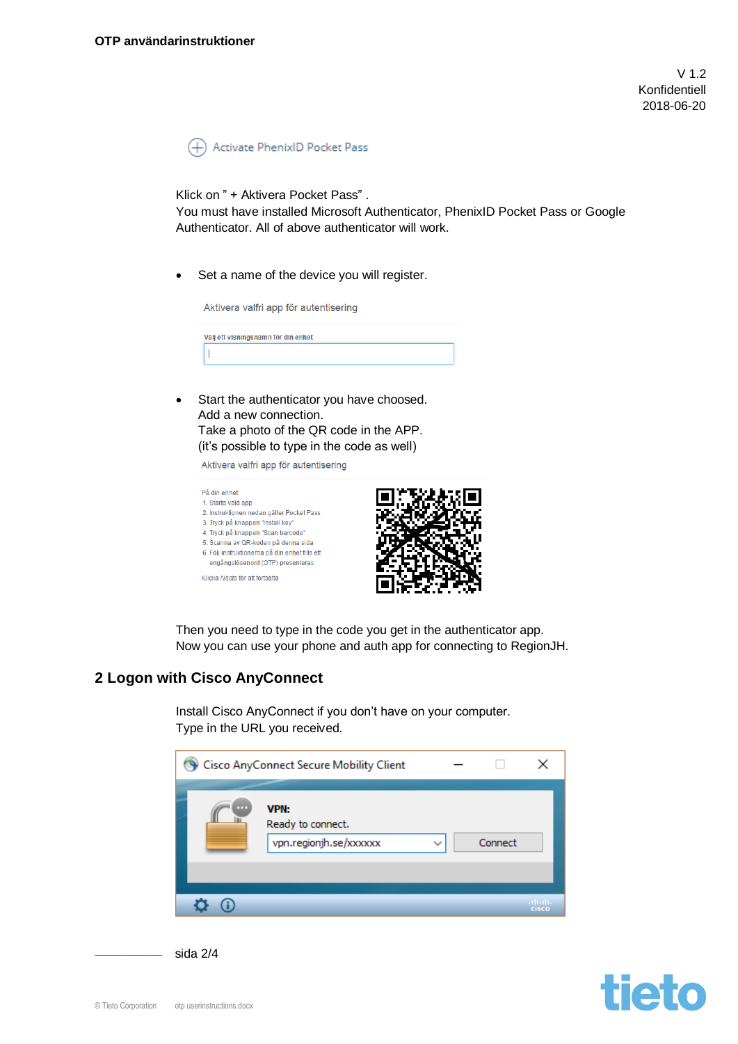Activate PhenixID Pocket Pass

Klick on " + Aktivera Pocket Pass" .
You must have installed Microsoft Authenticator, PhenixID Pocket Pass or Google Authenticator. All of above authenticator will work.

- Set a name of the device you will register.

Aktivera valfri app för autentisering

Välj ett visningsnamn för din enhet

- Start the authenticator you have choosed.
  Add a new connection.
  Take a photo of the QR code in the APP.
  (it's possible to type in the code as well)

Aktivera valfri app för autentisering

På din enhet
1. Starta vald app
2. Instruktionen nedan gäller Pocket Pass
3. Tryck på knappen "Install key"
4. Tryck på knappen "Scan barcode"
5. Scanna av QR-koden på denna sida
6. Följ instruktionerna på din enhet tills ett engångslösenord (OTP) presenteras

Klicka *Nästa* för att fortsätta

Then you need to type in the code you get in the authenticator app.
Now you can use your phone and auth app for connecting to RegionJH.

## 2 Logon with Cisco AnyConnect

Install Cisco AnyConnect if you don't have on your computer.
Type in the URL you received.

Cisco AnyConnect Secure Mobility Client

VPN:
Ready to connect.
vpn.regionjh.se/xxxxxx
Connect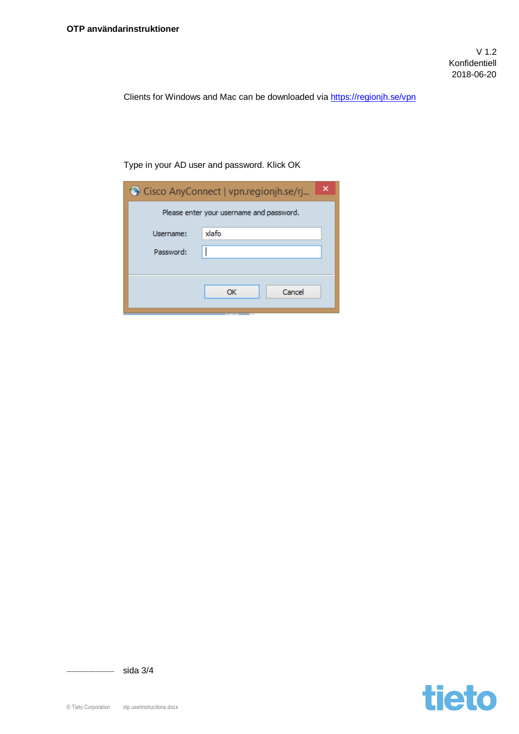Clients for Windows and Mac can be downloaded via [https://regionjh.se/vpn](https://regionjh.se/vpn)

Type in your AD user and password. Klick OK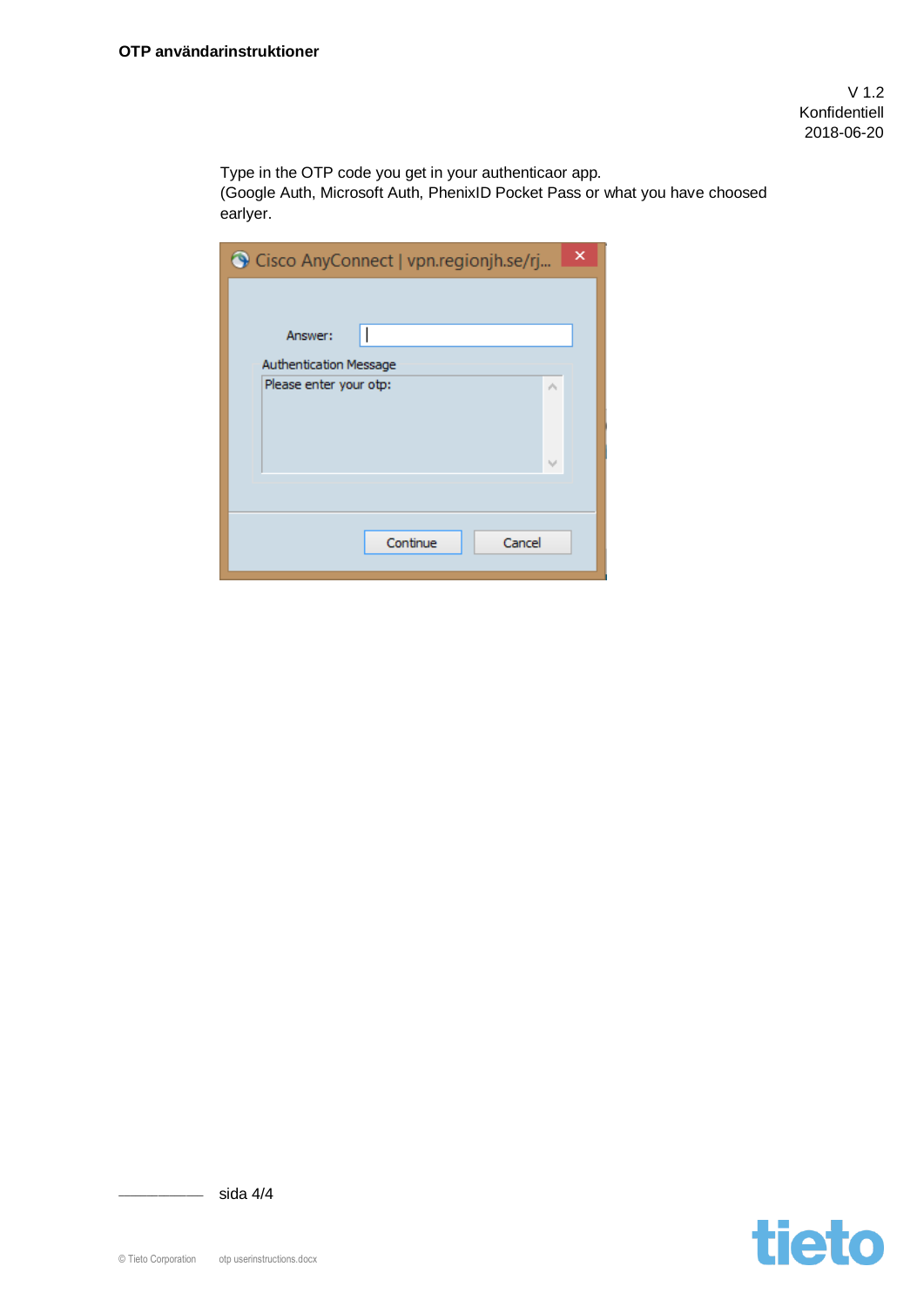Type in the OTP code you get in your authenticaor app.
(Google Auth, Microsoft Auth, PhenixID Pocket Pass or what you have choosed earlyer.